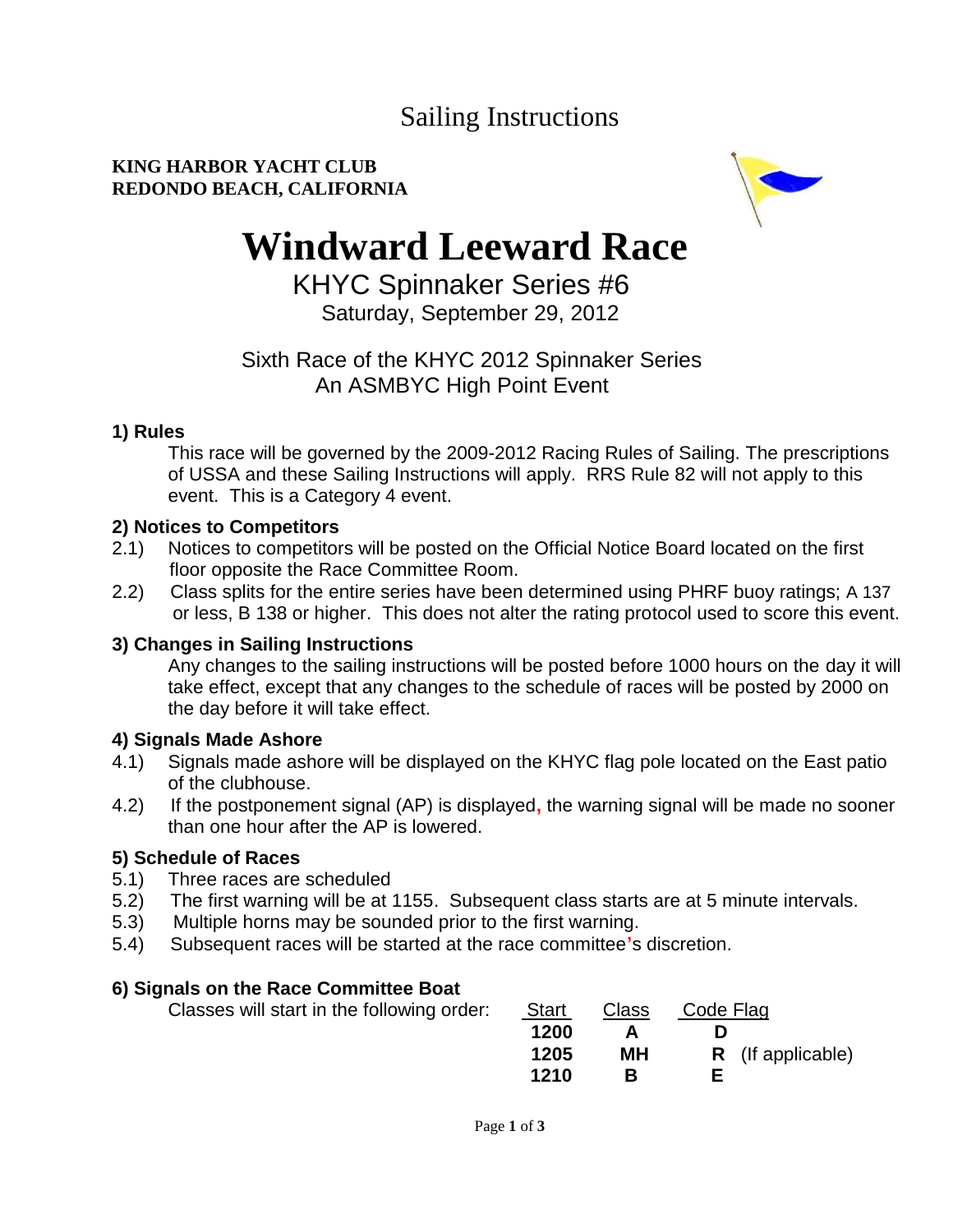Sailing Instructions

**KING HARBOR YACHT CLUB**
**REDONDO BEACH, CALIFORNIA**

# Windward Leeward Race

KHYC Spinnaker Series #6

Saturday, September 29, 2012

Sixth Race of the KHYC 2012 Spinnaker Series
An ASMBYC High Point Event

### 1) Rules

This race will be governed by the 2009-2012 Racing Rules of Sailing. The prescriptions of USSA and these Sailing Instructions will apply. RRS Rule 82 will not apply to this event. This is a Category 4 event.

### 2) Notices to Competitors

2.1) Notices to competitors will be posted on the Official Notice Board located on the first floor opposite the Race Committee Room.

2.2) Class splits for the entire series have been determined using PHRF buoy ratings; A 137 or less, B 138 or higher. This does not alter the rating protocol used to score this event.

### 3) Changes in Sailing Instructions

Any changes to the sailing instructions will be posted before 1000 hours on the day it will take effect, except that any changes to the schedule of races will be posted by 2000 on the day before it will take effect.

### 4) Signals Made Ashore

4.1) Signals made ashore will be displayed on the KHYC flag pole located on the East patio of the clubhouse.

4.2) If the postponement signal (AP) is displayed, the warning signal will be made no sooner than one hour after the AP is lowered.

### 5) Schedule of Races

5.1) Three races are scheduled

5.2) The first warning will be at 1155. Subsequent class starts are at 5 minute intervals.

5.3) Multiple horns may be sounded prior to the first warning.

5.4) Subsequent races will be started at the race committee's discretion.

### 6) Signals on the Race Committee Boat

Classes will start in the following order:

| Start | Class | Code Flag |
|---|---|---|
| **1200** | **A** | **D** |
| **1205** | **MH** | **R** (If applicable) |
| **1210** | **B** | **E** |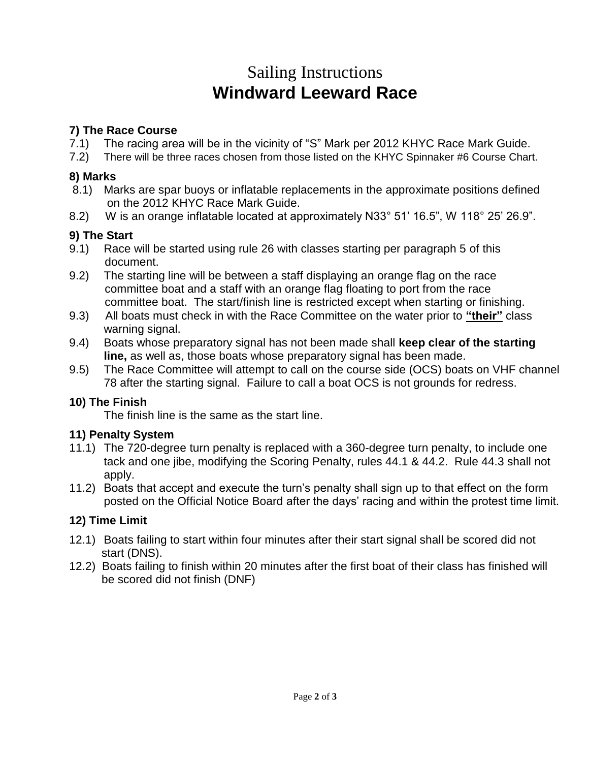# Sailing Instructions
# **Windward Leeward Race**

### 7) The Race Course

7.1) The racing area will be in the vicinity of "S" Mark per 2012 KHYC Race Mark Guide.

7.2) There will be three races chosen from those listed on the KHYC Spinnaker #6 Course Chart.

### 8) Marks

8.1) Marks are spar buoys or inflatable replacements in the approximate positions defined on the 2012 KHYC Race Mark Guide.

8.2) W is an orange inflatable located at approximately N33° 51' 16.5", W 118° 25' 26.9".

### 9) The Start

9.1) Race will be started using rule 26 with classes starting per paragraph 5 of this document.

9.2) The starting line will be between a staff displaying an orange flag on the race committee boat and a staff with an orange flag floating to port from the race committee boat. The start/finish line is restricted except when starting or finishing.

9.3) All boats must check in with the Race Committee on the water prior to **"their"** class warning signal.

9.4) Boats whose preparatory signal has not been made shall **keep clear of the starting line,** as well as, those boats whose preparatory signal has been made.

9.5) The Race Committee will attempt to call on the course side (OCS) boats on VHF channel 78 after the starting signal. Failure to call a boat OCS is not grounds for redress.

### 10) The Finish

The finish line is the same as the start line.

### 11) Penalty System

11.1) The 720-degree turn penalty is replaced with a 360-degree turn penalty, to include one tack and one jibe, modifying the Scoring Penalty, rules 44.1 & 44.2. Rule 44.3 shall not apply.

11.2) Boats that accept and execute the turn's penalty shall sign up to that effect on the form posted on the Official Notice Board after the days' racing and within the protest time limit.

### 12) Time Limit

12.1) Boats failing to start within four minutes after their start signal shall be scored did not start (DNS).

12.2) Boats failing to finish within 20 minutes after the first boat of their class has finished will be scored did not finish (DNF)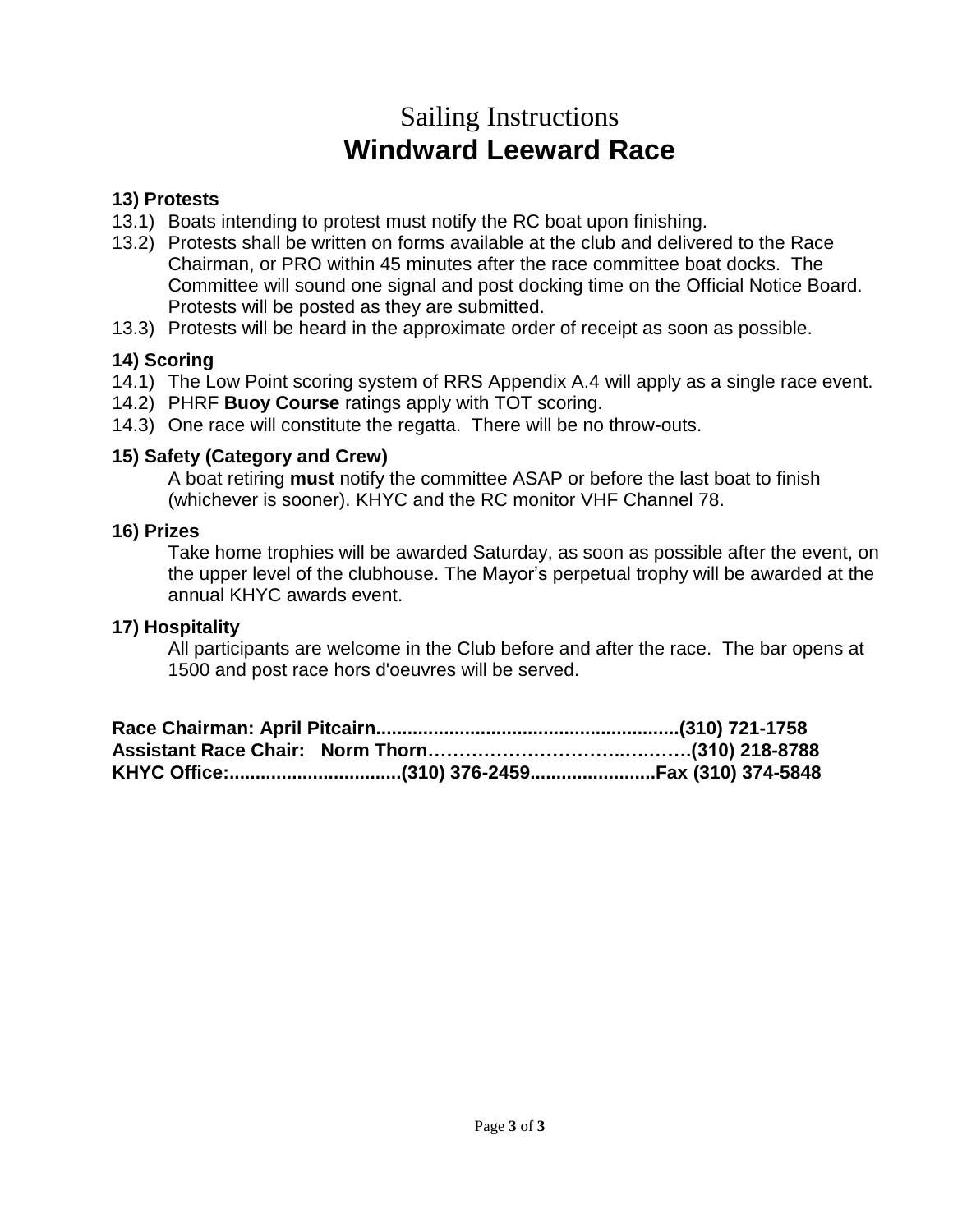# Sailing Instructions
# **Windward Leeward Race**

### 13) Protests

13.1) Boats intending to protest must notify the RC boat upon finishing.

13.2) Protests shall be written on forms available at the club and delivered to the Race Chairman, or PRO within 45 minutes after the race committee boat docks. The Committee will sound one signal and post docking time on the Official Notice Board. Protests will be posted as they are submitted.

13.3) Protests will be heard in the approximate order of receipt as soon as possible.

### 14) Scoring

14.1) The Low Point scoring system of RRS Appendix A.4 will apply as a single race event.

14.2) PHRF **Buoy Course** ratings apply with TOT scoring.

14.3) One race will constitute the regatta. There will be no throw-outs.

### 15) Safety (Category and Crew)

A boat retiring **must** notify the committee ASAP or before the last boat to finish (whichever is sooner). KHYC and the RC monitor VHF Channel 78.

### 16) Prizes

Take home trophies will be awarded Saturday, as soon as possible after the event, on the upper level of the clubhouse. The Mayor's perpetual trophy will be awarded at the annual KHYC awards event.

### 17) Hospitality

All participants are welcome in the Club before and after the race. The bar opens at 1500 and post race hors d'oeuvres will be served.

**Race Chairman: April Pitcairn.........................................................(310) 721-1758**
**Assistant Race Chair: Norm Thorn……………………….….…….(310) 218-8788**
**KHYC Office:.................................(310) 376-2459........................Fax (310) 374-5848**